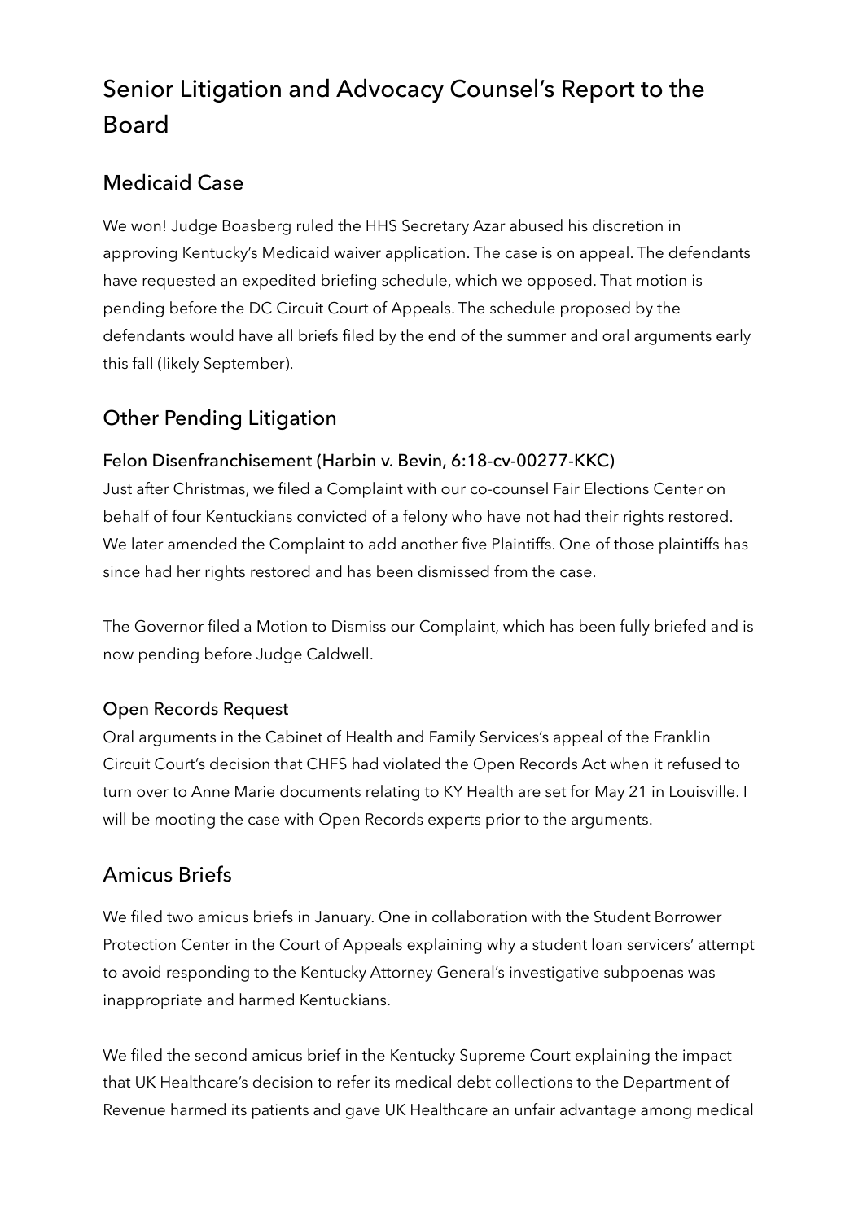# Senior Litigation and Advocacy Counsel's Report to the Board

## Medicaid Case

We won! Judge Boasberg ruled the HHS Secretary Azar abused his discretion in approving Kentucky's Medicaid waiver application. The case is on appeal. The defendants have requested an expedited briefing schedule, which we opposed. That motion is pending before the DC Circuit Court of Appeals. The schedule proposed by the defendants would have all briefs filed by the end of the summer and oral arguments early this fall (likely September).

## Other Pending Litigation

### Felon Disenfranchisement (Harbin v. Bevin, 6:18-cv-00277-KKC)

Just after Christmas, we filed a Complaint with our co-counsel Fair Elections Center on behalf of four Kentuckians convicted of a felony who have not had their rights restored. We later amended the Complaint to add another five Plaintiffs. One of those plaintiffs has since had her rights restored and has been dismissed from the case.

The Governor filed a Motion to Dismiss our Complaint, which has been fully briefed and is now pending before Judge Caldwell.

### Open Records Request

Oral arguments in the Cabinet of Health and Family Services's appeal of the Franklin Circuit Court's decision that CHFS had violated the Open Records Act when it refused to turn over to Anne Marie documents relating to KY Health are set for May 21 in Louisville. I will be mooting the case with Open Records experts prior to the arguments.

## Amicus Briefs

We filed two amicus briefs in January. One in collaboration with the Student Borrower Protection Center in the Court of Appeals explaining why a student loan servicers' attempt to avoid responding to the Kentucky Attorney General's investigative subpoenas was inappropriate and harmed Kentuckians.

We filed the second amicus brief in the Kentucky Supreme Court explaining the impact that UK Healthcare's decision to refer its medical debt collections to the Department of Revenue harmed its patients and gave UK Healthcare an unfair advantage among medical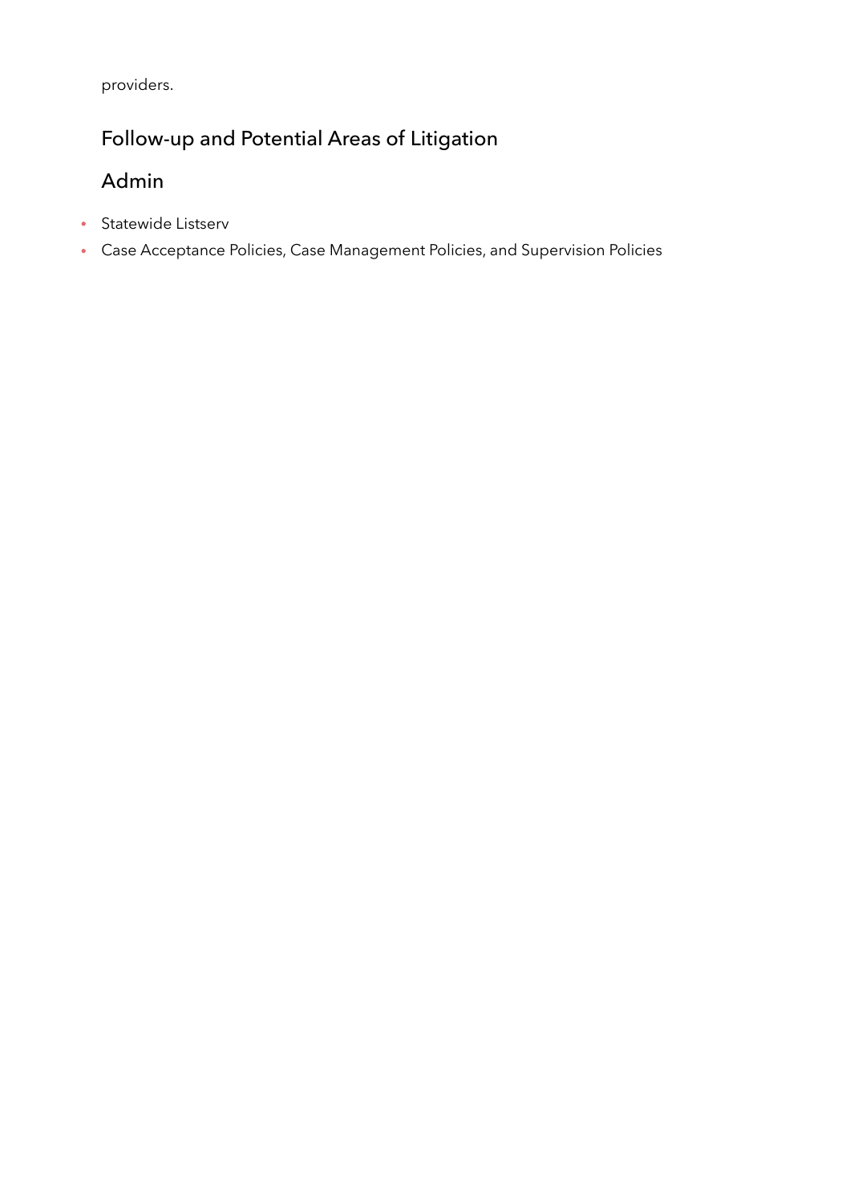providers.

## Follow-up and Potential Areas of Litigation

## Admin

- Statewide Listserv
- Case Acceptance Policies, Case Management Policies, and Supervision Policies